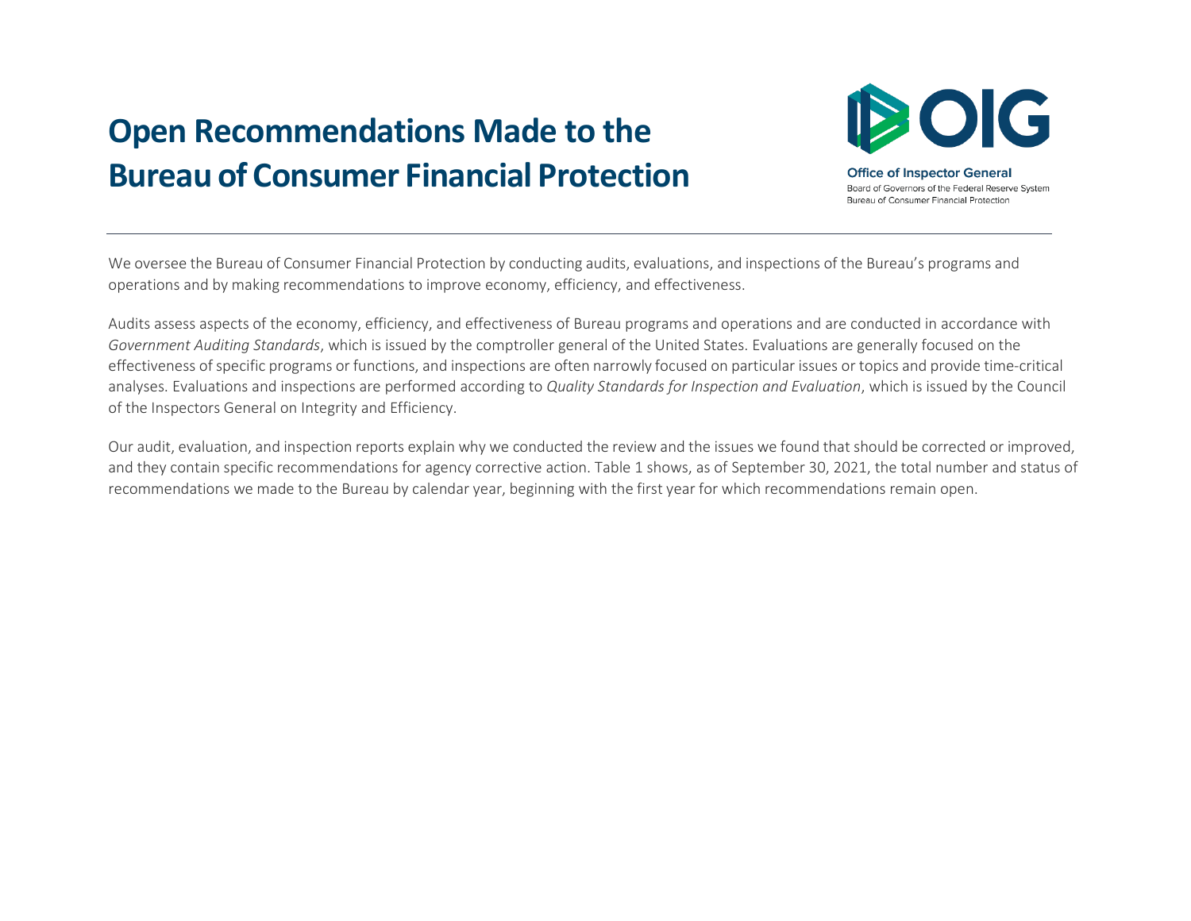# Open Recommendations Made to the Bureau of Consumer Financial Protection

**Office of Inspector General**
Board of Governors of the Federal Reserve System
Bureau of Consumer Financial Protection

---

We oversee the Bureau of Consumer Financial Protection by conducting audits, evaluations, and inspections of the Bureau's programs and operations and by making recommendations to improve economy, efficiency, and effectiveness.

Audits assess aspects of the economy, efficiency, and effectiveness of Bureau programs and operations and are conducted in accordance with *Government Auditing Standards*, which is issued by the comptroller general of the United States. Evaluations are generally focused on the effectiveness of specific programs or functions, and inspections are often narrowly focused on particular issues or topics and provide time-critical analyses. Evaluations and inspections are performed according to *Quality Standards for Inspection and Evaluation*, which is issued by the Council of the Inspectors General on Integrity and Efficiency.

Our audit, evaluation, and inspection reports explain why we conducted the review and the issues we found that should be corrected or improved, and they contain specific recommendations for agency corrective action. Table 1 shows, as of September 30, 2021, the total number and status of recommendations we made to the Bureau by calendar year, beginning with the first year for which recommendations remain open.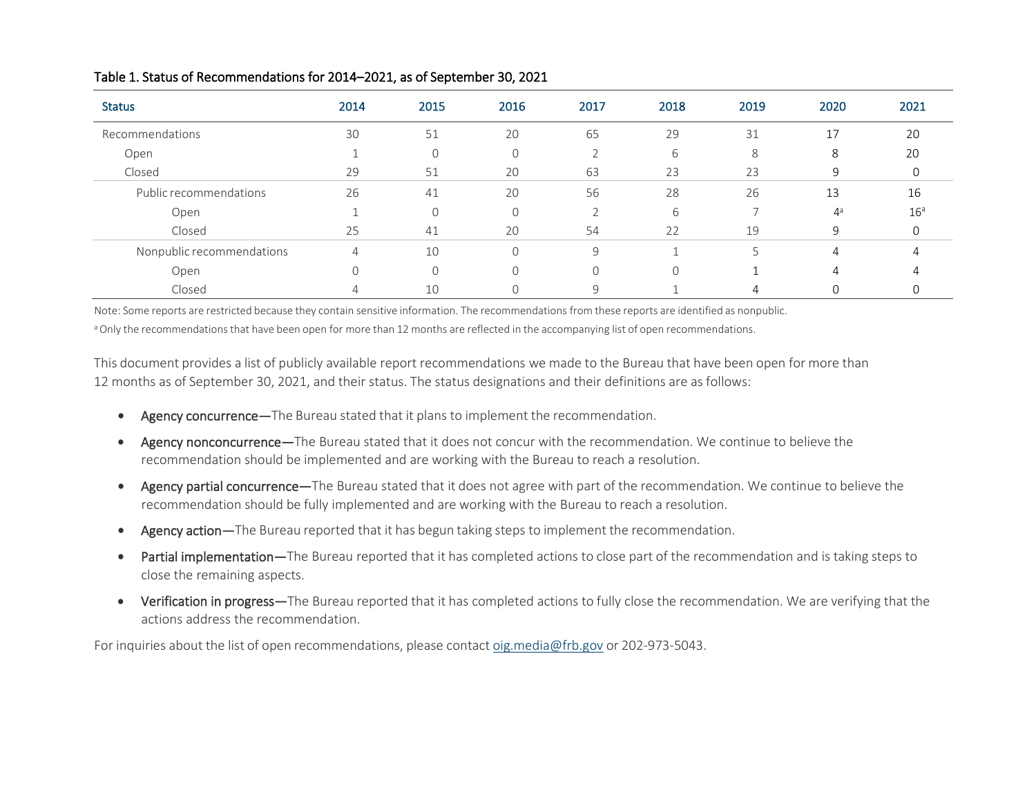Table 1. Status of Recommendations for 2014–2021, as of September 30, 2021

| Status | 2014 | 2015 | 2016 | 2017 | 2018 | 2019 | 2020 | 2021 |
|---|---|---|---|---|---|---|---|---|
| Recommendations | 30 | 51 | 20 | 65 | 29 | 31 | 17 | 20 |
| Open | 1 | 0 | 0 | 2 | 6 | 8 | 8 | 20 |
| Closed | 29 | 51 | 20 | 63 | 23 | 23 | 9 | 0 |
| Public recommendations | 26 | 41 | 20 | 56 | 28 | 26 | 13 | 16 |
| Open | 1 | 0 | 0 | 2 | 6 | 7 | 4[a] | 16[a] |
| Closed | 25 | 41 | 20 | 54 | 22 | 19 | 9 | 0 |
| Nonpublic recommendations | 4 | 10 | 0 | 9 | 1 | 5 | 4 | 4 |
| Open | 0 | 0 | 0 | 0 | 0 | 1 | 4 | 4 |
| Closed | 4 | 10 | 0 | 9 | 1 | 4 | 0 | 0 |

Note: Some reports are restricted because they contain sensitive information. The recommendations from these reports are identified as nonpublic.

[a] Only the recommendations that have been open for more than 12 months are reflected in the accompanying list of open recommendations.

This document provides a list of publicly available report recommendations we made to the Bureau that have been open for more than 12 months as of September 30, 2021, and their status. The status designations and their definitions are as follows:

- **Agency concurrence—**The Bureau stated that it plans to implement the recommendation.
- **Agency nonconcurrence—**The Bureau stated that it does not concur with the recommendation. We continue to believe the recommendation should be implemented and are working with the Bureau to reach a resolution.
- **Agency partial concurrence—**The Bureau stated that it does not agree with part of the recommendation. We continue to believe the recommendation should be fully implemented and are working with the Bureau to reach a resolution.
- **Agency action—**The Bureau reported that it has begun taking steps to implement the recommendation.
- **Partial implementation—**The Bureau reported that it has completed actions to close part of the recommendation and is taking steps to close the remaining aspects.
- **Verification in progress—**The Bureau reported that it has completed actions to fully close the recommendation. We are verifying that the actions address the recommendation.

For inquiries about the list of open recommendations, please contact oig.media@frb.gov or 202-973-5043.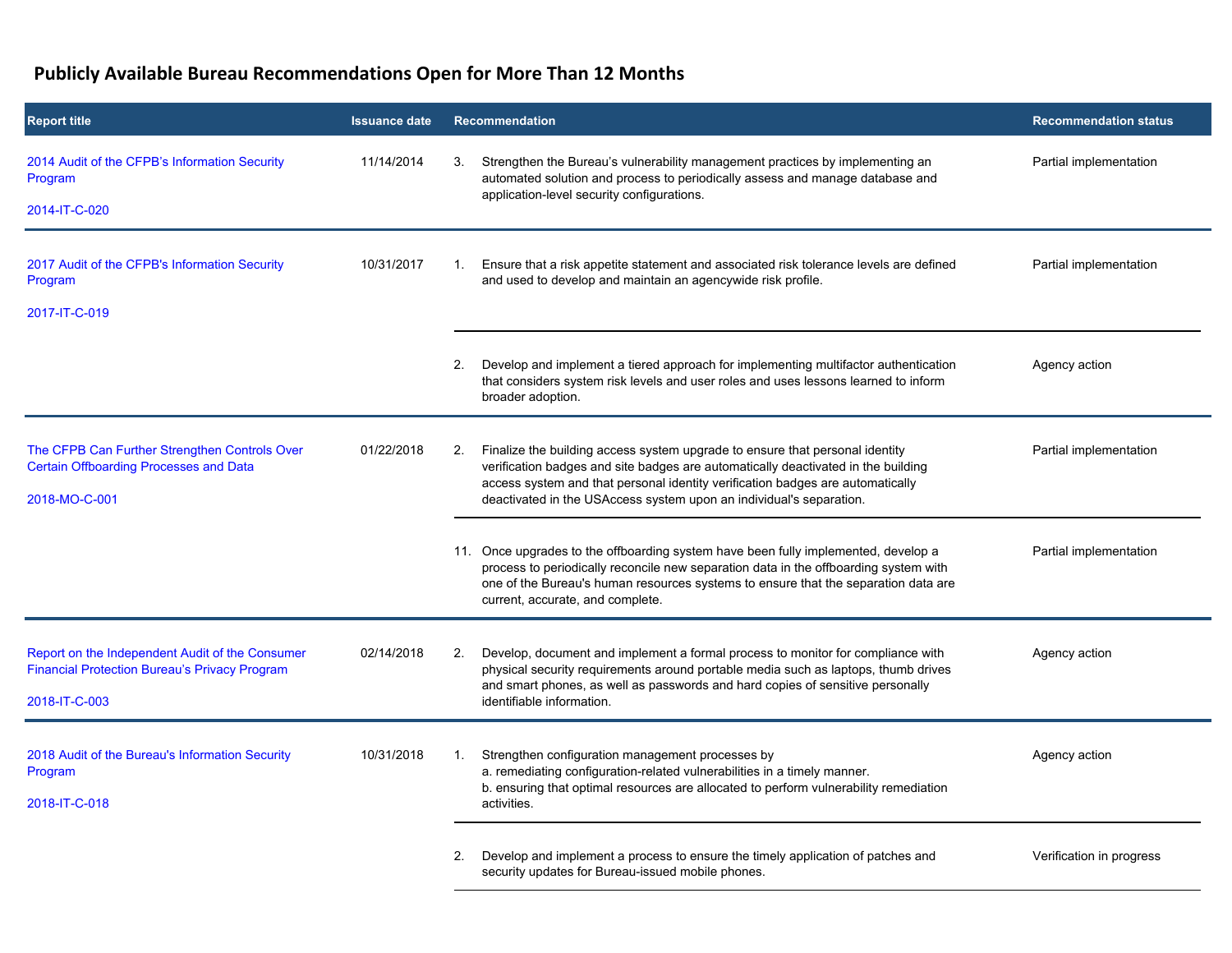## Publicly Available Bureau Recommendations Open for More Than 12 Months

| Report title | Issuance date | Recommendation | Recommendation status |
| --- | --- | --- | --- |
| 2014 Audit of the CFPB's Information Security Program<br><br>2014-IT-C-020 | 11/14/2014 | 3. Strengthen the Bureau's vulnerability management practices by implementing an automated solution and process to periodically assess and manage database and application-level security configurations. | Partial implementation |
| 2017 Audit of the CFPB's Information Security Program<br><br>2017-IT-C-019 | 10/31/2017 | 1. Ensure that a risk appetite statement and associated risk tolerance levels are defined and used to develop and maintain an agencywide risk profile. | Partial implementation |
| | | 2. Develop and implement a tiered approach for implementing multifactor authentication that considers system risk levels and user roles and uses lessons learned to inform broader adoption. | Agency action |
| The CFPB Can Further Strengthen Controls Over Certain Offboarding Processes and Data<br><br>2018-MO-C-001 | 01/22/2018 | 2. Finalize the building access system upgrade to ensure that personal identity verification badges and site badges are automatically deactivated in the building access system and that personal identity verification badges are automatically deactivated in the USAccess system upon an individual's separation. | Partial implementation |
| | | 11. Once upgrades to the offboarding system have been fully implemented, develop a process to periodically reconcile new separation data in the offboarding system with one of the Bureau's human resources systems to ensure that the separation data are current, accurate, and complete. | Partial implementation |
| Report on the Independent Audit of the Consumer Financial Protection Bureau's Privacy Program<br><br>2018-IT-C-003 | 02/14/2018 | 2. Develop, document and implement a formal process to monitor for compliance with physical security requirements around portable media such as laptops, thumb drives and smart phones, as well as passwords and hard copies of sensitive personally identifiable information. | Agency action |
| 2018 Audit of the Bureau's Information Security Program<br><br>2018-IT-C-018 | 10/31/2018 | 1. Strengthen configuration management processes by<br>a. remediating configuration-related vulnerabilities in a timely manner.<br>b. ensuring that optimal resources are allocated to perform vulnerability remediation activities. | Agency action |
| | | 2. Develop and implement a process to ensure the timely application of patches and security updates for Bureau-issued mobile phones. | Verification in progress |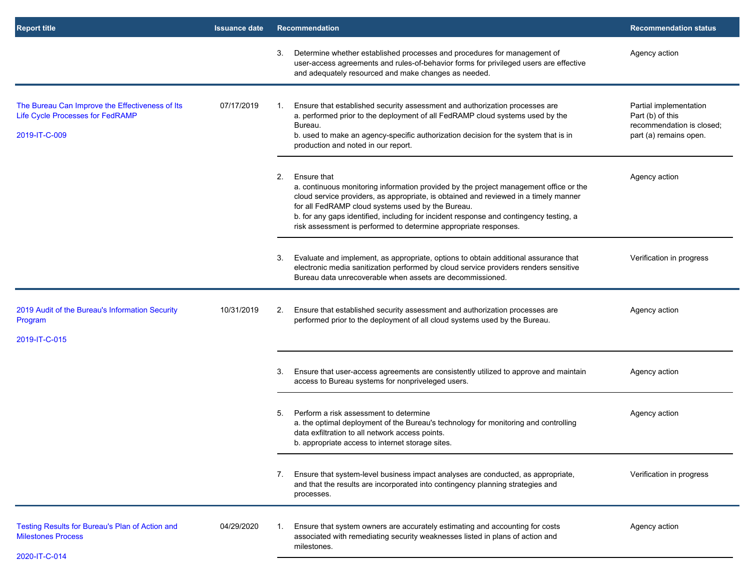| Report title | Issuance date | Recommendation | Recommendation status |
| --- | --- | --- | --- |
| | | 3. Determine whether established processes and procedures for management of user-access agreements and rules-of-behavior forms for privileged users are effective and adequately resourced and make changes as needed. | Agency action |
| The Bureau Can Improve the Effectiveness of Its Life Cycle Processes for FedRAMP<br><br>2019-IT-C-009 | 07/17/2019 | 1. Ensure that established security assessment and authorization processes are<br>a. performed prior to the deployment of all FedRAMP cloud systems used by the Bureau.<br>b. used to make an agency-specific authorization decision for the system that is in production and noted in our report. | Partial implementation<br>Part (b) of this recommendation is closed; part (a) remains open. |
| | | 2. Ensure that<br>a. continuous monitoring information provided by the project management office or the cloud service providers, as appropriate, is obtained and reviewed in a timely manner for all FedRAMP cloud systems used by the Bureau.<br>b. for any gaps identified, including for incident response and contingency testing, a risk assessment is performed to determine appropriate responses. | Agency action |
| | | 3. Evaluate and implement, as appropriate, options to obtain additional assurance that electronic media sanitization performed by cloud service providers renders sensitive Bureau data unrecoverable when assets are decommissioned. | Verification in progress |
| 2019 Audit of the Bureau's Information Security Program<br><br>2019-IT-C-015 | 10/31/2019 | 2. Ensure that established security assessment and authorization processes are performed prior to the deployment of all cloud systems used by the Bureau. | Agency action |
| | | 3. Ensure that user-access agreements are consistently utilized to approve and maintain access to Bureau systems for nonpriveleged users. | Agency action |
| | | 5. Perform a risk assessment to determine<br>a. the optimal deployment of the Bureau's technology for monitoring and controlling data exfiltration to all network access points.<br>b. appropriate access to internet storage sites. | Agency action |
| | | 7. Ensure that system-level business impact analyses are conducted, as appropriate, and that the results are incorporated into contingency planning strategies and processes. | Verification in progress |
| Testing Results for Bureau's Plan of Action and Milestones Process<br><br>2020-IT-C-014 | 04/29/2020 | 1. Ensure that system owners are accurately estimating and accounting for costs associated with remediating security weaknesses listed in plans of action and milestones. | Agency action |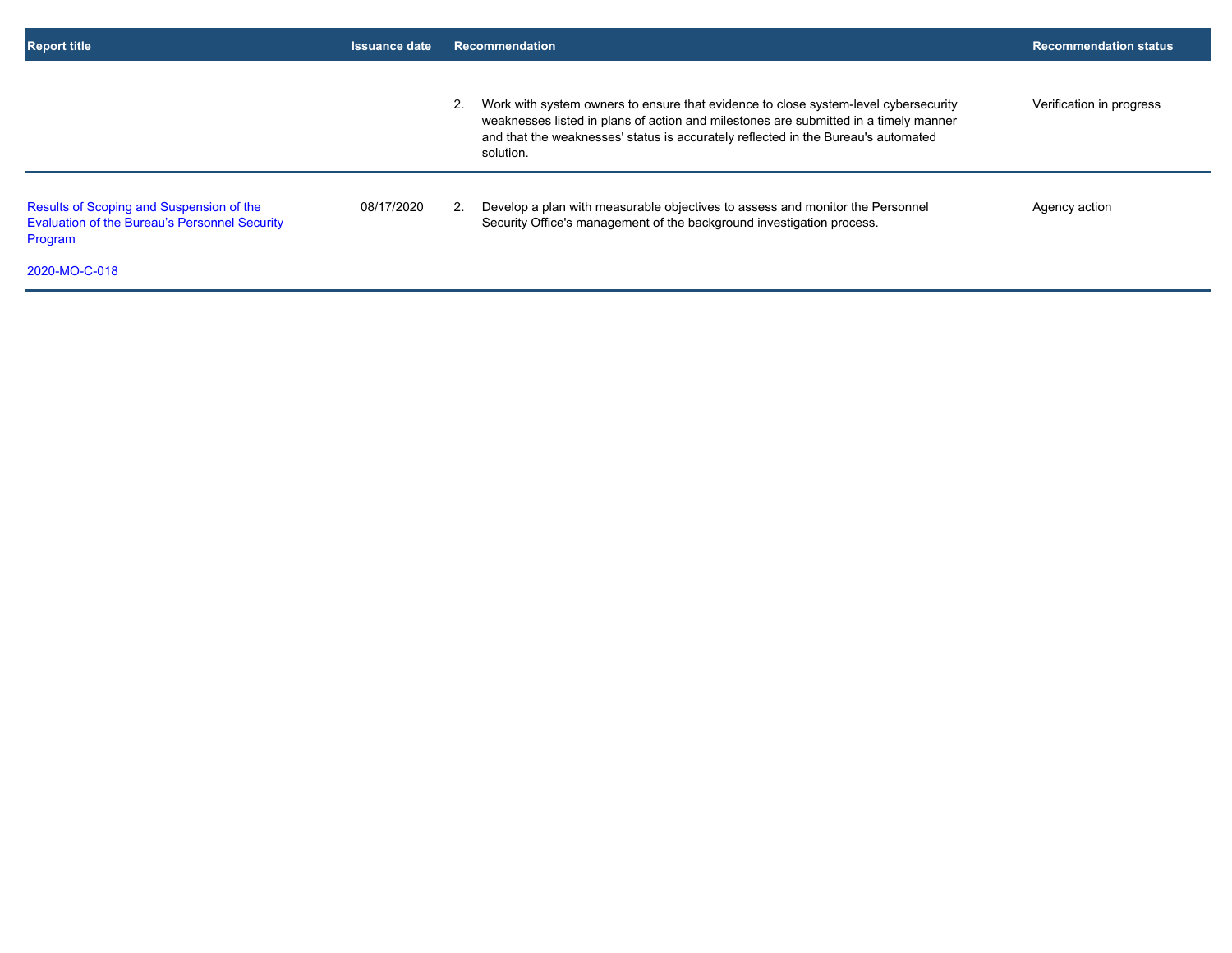| Report title | Issuance date | Recommendation | Recommendation status |
|---|---|---|---|
| | | 2. Work with system owners to ensure that evidence to close system-level cybersecurity weaknesses listed in plans of action and milestones are submitted in a timely manner and that the weaknesses' status is accurately reflected in the Bureau's automated solution. | Verification in progress |
| Results of Scoping and Suspension of the Evaluation of the Bureau’s Personnel Security Program<br><br>2020-MO-C-018 | 08/17/2020 | 2. Develop a plan with measurable objectives to assess and monitor the Personnel Security Office's management of the background investigation process. | Agency action |